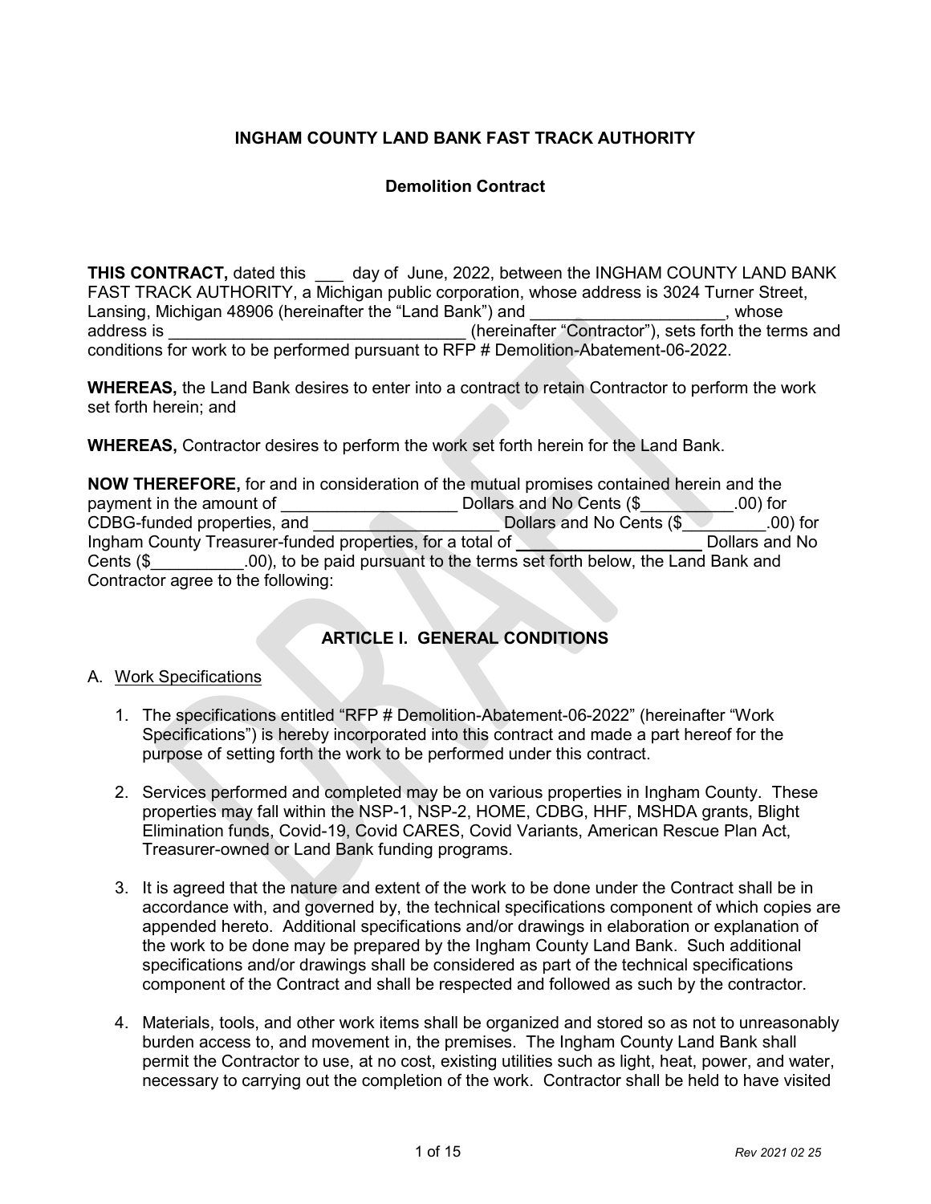**INGHAM COUNTY LAND BANK FAST TRACK AUTHORITY**

**Demolition Contract**

**THIS CONTRACT,** dated this ___ day of June, 2022, between the INGHAM COUNTY LAND BANK FAST TRACK AUTHORITY, a Michigan public corporation, whose address is 3024 Turner Street, Lansing, Michigan 48906 (hereinafter the "Land Bank") and _____________________, whose address is _________________________________ (hereinafter "Contractor"), sets forth the terms and conditions for work to be performed pursuant to RFP # Demolition-Abatement-06-2022.

**WHEREAS,** the Land Bank desires to enter into a contract to retain Contractor to perform the work set forth herein; and

**WHEREAS,** Contractor desires to perform the work set forth herein for the Land Bank.

**NOW THEREFORE,** for and in consideration of the mutual promises contained herein and the payment in the amount of ___________________ Dollars and No Cents ($__________.00) for CDBG-funded properties, and ___________________ Dollars and No Cents ($_________.00) for Ingham County Treasurer-funded properties, for a total of ____________________ Dollars and No Cents ($__________.00), to be paid pursuant to the terms set forth below, the Land Bank and Contractor agree to the following:

## ARTICLE I. GENERAL CONDITIONS

A. Work Specifications

1. The specifications entitled "RFP # Demolition-Abatement-06-2022" (hereinafter "Work Specifications") is hereby incorporated into this contract and made a part hereof for the purpose of setting forth the work to be performed under this contract.

2. Services performed and completed may be on various properties in Ingham County. These properties may fall within the NSP-1, NSP-2, HOME, CDBG, HHF, MSHDA grants, Blight Elimination funds, Covid-19, Covid CARES, Covid Variants, American Rescue Plan Act, Treasurer-owned or Land Bank funding programs.

3. It is agreed that the nature and extent of the work to be done under the Contract shall be in accordance with, and governed by, the technical specifications component of which copies are appended hereto. Additional specifications and/or drawings in elaboration or explanation of the work to be done may be prepared by the Ingham County Land Bank. Such additional specifications and/or drawings shall be considered as part of the technical specifications component of the Contract and shall be respected and followed as such by the contractor.

4. Materials, tools, and other work items shall be organized and stored so as not to unreasonably burden access to, and movement in, the premises. The Ingham County Land Bank shall permit the Contractor to use, at no cost, existing utilities such as light, heat, power, and water, necessary to carrying out the completion of the work. Contractor shall be held to have visited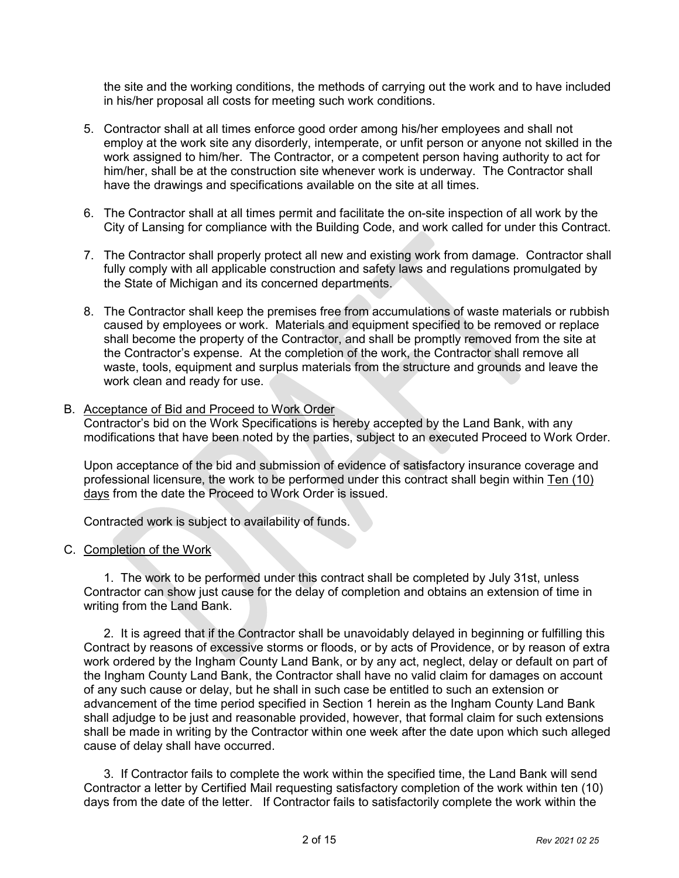the site and the working conditions, the methods of carrying out the work and to have included in his/her proposal all costs for meeting such work conditions.

5. Contractor shall at all times enforce good order among his/her employees and shall not employ at the work site any disorderly, intemperate, or unfit person or anyone not skilled in the work assigned to him/her. The Contractor, or a competent person having authority to act for him/her, shall be at the construction site whenever work is underway. The Contractor shall have the drawings and specifications available on the site at all times.

6. The Contractor shall at all times permit and facilitate the on-site inspection of all work by the City of Lansing for compliance with the Building Code, and work called for under this Contract.

7. The Contractor shall properly protect all new and existing work from damage. Contractor shall fully comply with all applicable construction and safety laws and regulations promulgated by the State of Michigan and its concerned departments.

8. The Contractor shall keep the premises free from accumulations of waste materials or rubbish caused by employees or work. Materials and equipment specified to be removed or replace shall become the property of the Contractor, and shall be promptly removed from the site at the Contractor's expense. At the completion of the work, the Contractor shall remove all waste, tools, equipment and surplus materials from the structure and grounds and leave the work clean and ready for use.

B. Acceptance of Bid and Proceed to Work Order

Contractor's bid on the Work Specifications is hereby accepted by the Land Bank, with any modifications that have been noted by the parties, subject to an executed Proceed to Work Order.

Upon acceptance of the bid and submission of evidence of satisfactory insurance coverage and professional licensure, the work to be performed under this contract shall begin within Ten (10) days from the date the Proceed to Work Order is issued.

Contracted work is subject to availability of funds.

C. Completion of the Work

1. The work to be performed under this contract shall be completed by July 31st, unless Contractor can show just cause for the delay of completion and obtains an extension of time in writing from the Land Bank.

2. It is agreed that if the Contractor shall be unavoidably delayed in beginning or fulfilling this Contract by reasons of excessive storms or floods, or by acts of Providence, or by reason of extra work ordered by the Ingham County Land Bank, or by any act, neglect, delay or default on part of the Ingham County Land Bank, the Contractor shall have no valid claim for damages on account of any such cause or delay, but he shall in such case be entitled to such an extension or advancement of the time period specified in Section 1 herein as the Ingham County Land Bank shall adjudge to be just and reasonable provided, however, that formal claim for such extensions shall be made in writing by the Contractor within one week after the date upon which such alleged cause of delay shall have occurred.

3. If Contractor fails to complete the work within the specified time, the Land Bank will send Contractor a letter by Certified Mail requesting satisfactory completion of the work within ten (10) days from the date of the letter. If Contractor fails to satisfactorily complete the work within the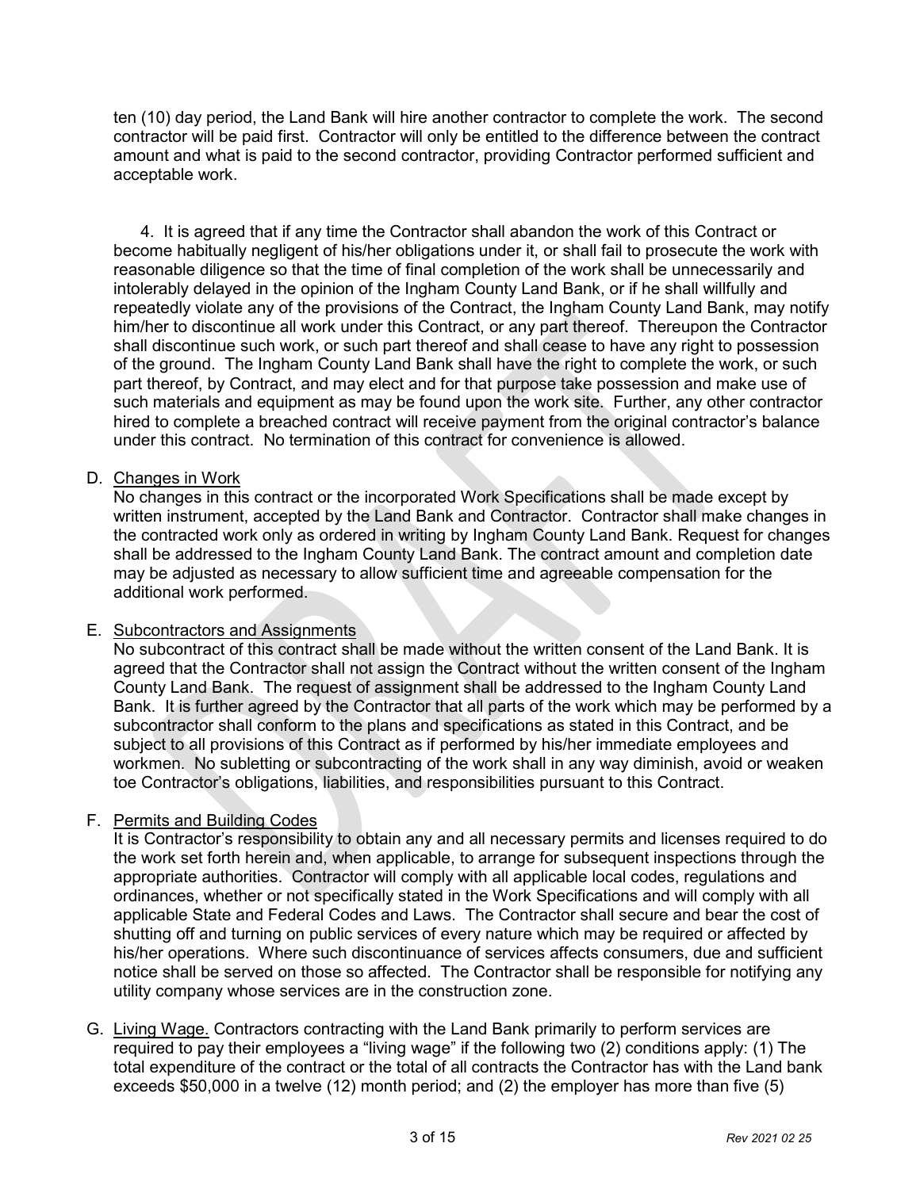ten (10) day period, the Land Bank will hire another contractor to complete the work. The second contractor will be paid first. Contractor will only be entitled to the difference between the contract amount and what is paid to the second contractor, providing Contractor performed sufficient and acceptable work.

4. It is agreed that if any time the Contractor shall abandon the work of this Contract or become habitually negligent of his/her obligations under it, or shall fail to prosecute the work with reasonable diligence so that the time of final completion of the work shall be unnecessarily and intolerably delayed in the opinion of the Ingham County Land Bank, or if he shall willfully and repeatedly violate any of the provisions of the Contract, the Ingham County Land Bank, may notify him/her to discontinue all work under this Contract, or any part thereof. Thereupon the Contractor shall discontinue such work, or such part thereof and shall cease to have any right to possession of the ground. The Ingham County Land Bank shall have the right to complete the work, or such part thereof, by Contract, and may elect and for that purpose take possession and make use of such materials and equipment as may be found upon the work site. Further, any other contractor hired to complete a breached contract will receive payment from the original contractor's balance under this contract. No termination of this contract for convenience is allowed.

D. Changes in Work

No changes in this contract or the incorporated Work Specifications shall be made except by written instrument, accepted by the Land Bank and Contractor. Contractor shall make changes in the contracted work only as ordered in writing by Ingham County Land Bank. Request for changes shall be addressed to the Ingham County Land Bank. The contract amount and completion date may be adjusted as necessary to allow sufficient time and agreeable compensation for the additional work performed.

E. Subcontractors and Assignments

No subcontract of this contract shall be made without the written consent of the Land Bank. It is agreed that the Contractor shall not assign the Contract without the written consent of the Ingham County Land Bank. The request of assignment shall be addressed to the Ingham County Land Bank. It is further agreed by the Contractor that all parts of the work which may be performed by a subcontractor shall conform to the plans and specifications as stated in this Contract, and be subject to all provisions of this Contract as if performed by his/her immediate employees and workmen. No subletting or subcontracting of the work shall in any way diminish, avoid or weaken toe Contractor's obligations, liabilities, and responsibilities pursuant to this Contract.

F. Permits and Building Codes

It is Contractor's responsibility to obtain any and all necessary permits and licenses required to do the work set forth herein and, when applicable, to arrange for subsequent inspections through the appropriate authorities. Contractor will comply with all applicable local codes, regulations and ordinances, whether or not specifically stated in the Work Specifications and will comply with all applicable State and Federal Codes and Laws. The Contractor shall secure and bear the cost of shutting off and turning on public services of every nature which may be required or affected by his/her operations. Where such discontinuance of services affects consumers, due and sufficient notice shall be served on those so affected. The Contractor shall be responsible for notifying any utility company whose services are in the construction zone.

G. Living Wage. Contractors contracting with the Land Bank primarily to perform services are required to pay their employees a "living wage" if the following two (2) conditions apply: (1) The total expenditure of the contract or the total of all contracts the Contractor has with the Land bank exceeds $50,000 in a twelve (12) month period; and (2) the employer has more than five (5)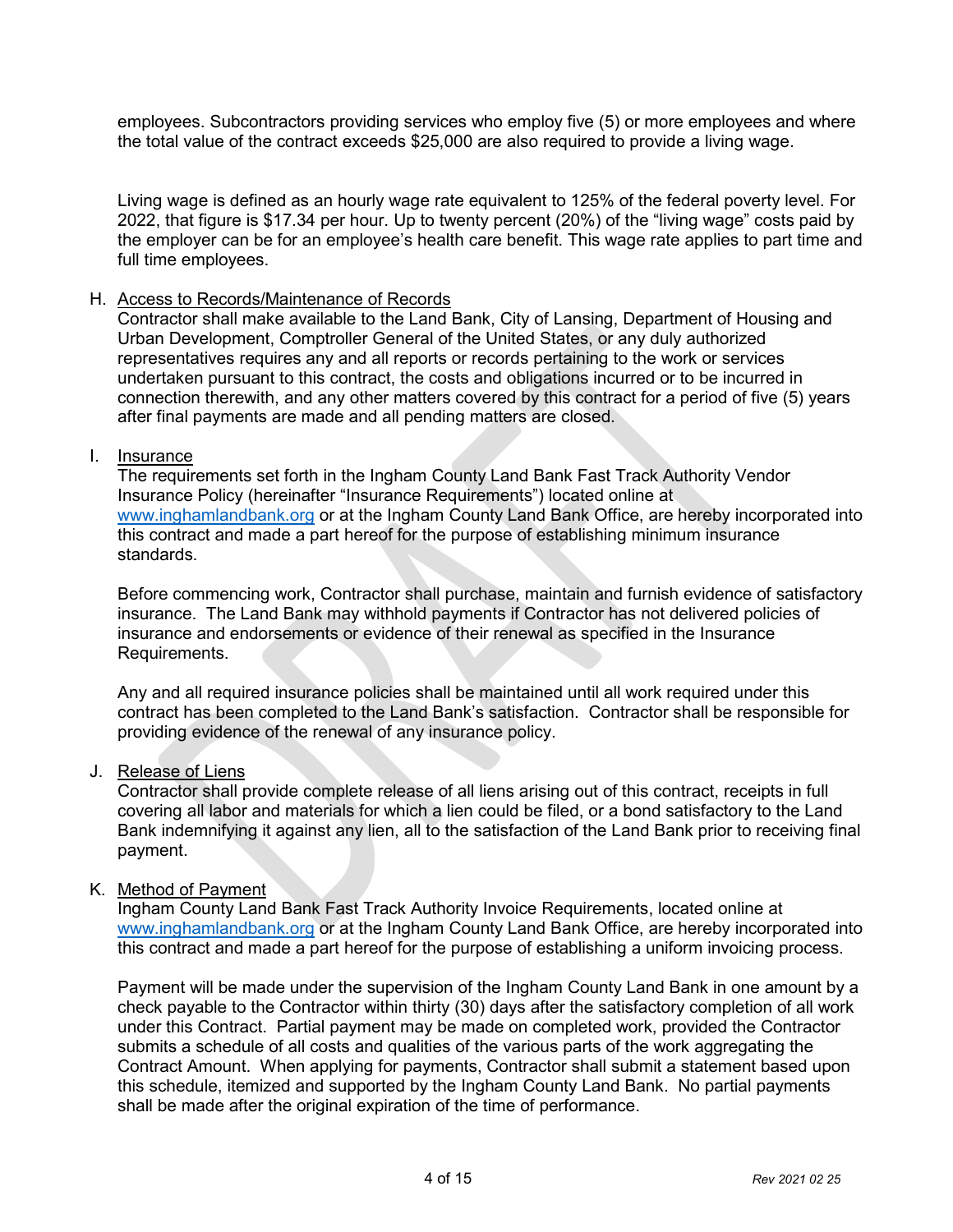employees. Subcontractors providing services who employ five (5) or more employees and where the total value of the contract exceeds $25,000 are also required to provide a living wage.

Living wage is defined as an hourly wage rate equivalent to 125% of the federal poverty level. For 2022, that figure is $17.34 per hour. Up to twenty percent (20%) of the "living wage" costs paid by the employer can be for an employee's health care benefit. This wage rate applies to part time and full time employees.

H. <u>Access to Records/Maintenance of Records</u>
Contractor shall make available to the Land Bank, City of Lansing, Department of Housing and Urban Development, Comptroller General of the United States, or any duly authorized representatives requires any and all reports or records pertaining to the work or services undertaken pursuant to this contract, the costs and obligations incurred or to be incurred in connection therewith, and any other matters covered by this contract for a period of five (5) years after final payments are made and all pending matters are closed.

I. <u>Insurance</u>
The requirements set forth in the Ingham County Land Bank Fast Track Authority Vendor Insurance Policy (hereinafter "Insurance Requirements") located online at [www.inghamlandbank.org](http://www.inghamlandbank.org) or at the Ingham County Land Bank Office, are hereby incorporated into this contract and made a part hereof for the purpose of establishing minimum insurance standards.

Before commencing work, Contractor shall purchase, maintain and furnish evidence of satisfactory insurance. The Land Bank may withhold payments if Contractor has not delivered policies of insurance and endorsements or evidence of their renewal as specified in the Insurance Requirements.

Any and all required insurance policies shall be maintained until all work required under this contract has been completed to the Land Bank's satisfaction. Contractor shall be responsible for providing evidence of the renewal of any insurance policy.

J. <u>Release of Liens</u>
Contractor shall provide complete release of all liens arising out of this contract, receipts in full covering all labor and materials for which a lien could be filed, or a bond satisfactory to the Land Bank indemnifying it against any lien, all to the satisfaction of the Land Bank prior to receiving final payment.

K. <u>Method of Payment</u>
Ingham County Land Bank Fast Track Authority Invoice Requirements, located online at [www.inghamlandbank.org](http://www.inghamlandbank.org) or at the Ingham County Land Bank Office, are hereby incorporated into this contract and made a part hereof for the purpose of establishing a uniform invoicing process.

Payment will be made under the supervision of the Ingham County Land Bank in one amount by a check payable to the Contractor within thirty (30) days after the satisfactory completion of all work under this Contract. Partial payment may be made on completed work, provided the Contractor submits a schedule of all costs and qualities of the various parts of the work aggregating the Contract Amount. When applying for payments, Contractor shall submit a statement based upon this schedule, itemized and supported by the Ingham County Land Bank. No partial payments shall be made after the original expiration of the time of performance.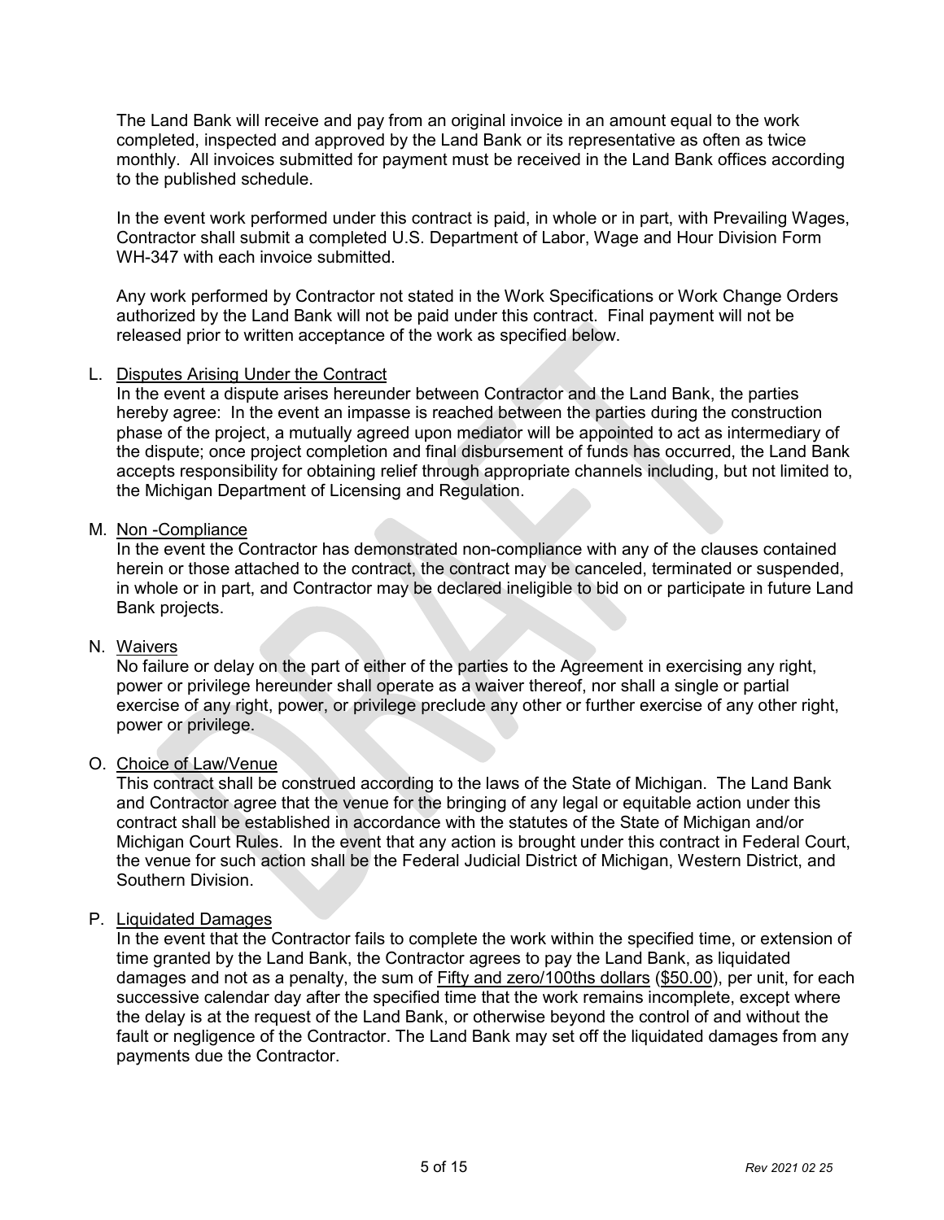The Land Bank will receive and pay from an original invoice in an amount equal to the work completed, inspected and approved by the Land Bank or its representative as often as twice monthly. All invoices submitted for payment must be received in the Land Bank offices according to the published schedule.

In the event work performed under this contract is paid, in whole or in part, with Prevailing Wages, Contractor shall submit a completed U.S. Department of Labor, Wage and Hour Division Form WH-347 with each invoice submitted.

Any work performed by Contractor not stated in the Work Specifications or Work Change Orders authorized by the Land Bank will not be paid under this contract. Final payment will not be released prior to written acceptance of the work as specified below.

L. <u>Disputes Arising Under the Contract</u>
In the event a dispute arises hereunder between Contractor and the Land Bank, the parties hereby agree: In the event an impasse is reached between the parties during the construction phase of the project, a mutually agreed upon mediator will be appointed to act as intermediary of the dispute; once project completion and final disbursement of funds has occurred, the Land Bank accepts responsibility for obtaining relief through appropriate channels including, but not limited to, the Michigan Department of Licensing and Regulation.

M. <u>Non -Compliance</u>
In the event the Contractor has demonstrated non-compliance with any of the clauses contained herein or those attached to the contract, the contract may be canceled, terminated or suspended, in whole or in part, and Contractor may be declared ineligible to bid on or participate in future Land Bank projects.

N. <u>Waivers</u>
No failure or delay on the part of either of the parties to the Agreement in exercising any right, power or privilege hereunder shall operate as a waiver thereof, nor shall a single or partial exercise of any right, power, or privilege preclude any other or further exercise of any other right, power or privilege.

O. <u>Choice of Law/Venue</u>
This contract shall be construed according to the laws of the State of Michigan. The Land Bank and Contractor agree that the venue for the bringing of any legal or equitable action under this contract shall be established in accordance with the statutes of the State of Michigan and/or Michigan Court Rules. In the event that any action is brought under this contract in Federal Court, the venue for such action shall be the Federal Judicial District of Michigan, Western District, and Southern Division.

P. <u>Liquidated Damages</u>
In the event that the Contractor fails to complete the work within the specified time, or extension of time granted by the Land Bank, the Contractor agrees to pay the Land Bank, as liquidated damages and not as a penalty, the sum of <u>Fifty and zero/100ths dollars</u> (<u>$50.00</u>), per unit, for each successive calendar day after the specified time that the work remains incomplete, except where the delay is at the request of the Land Bank, or otherwise beyond the control of and without the fault or negligence of the Contractor. The Land Bank may set off the liquidated damages from any payments due the Contractor.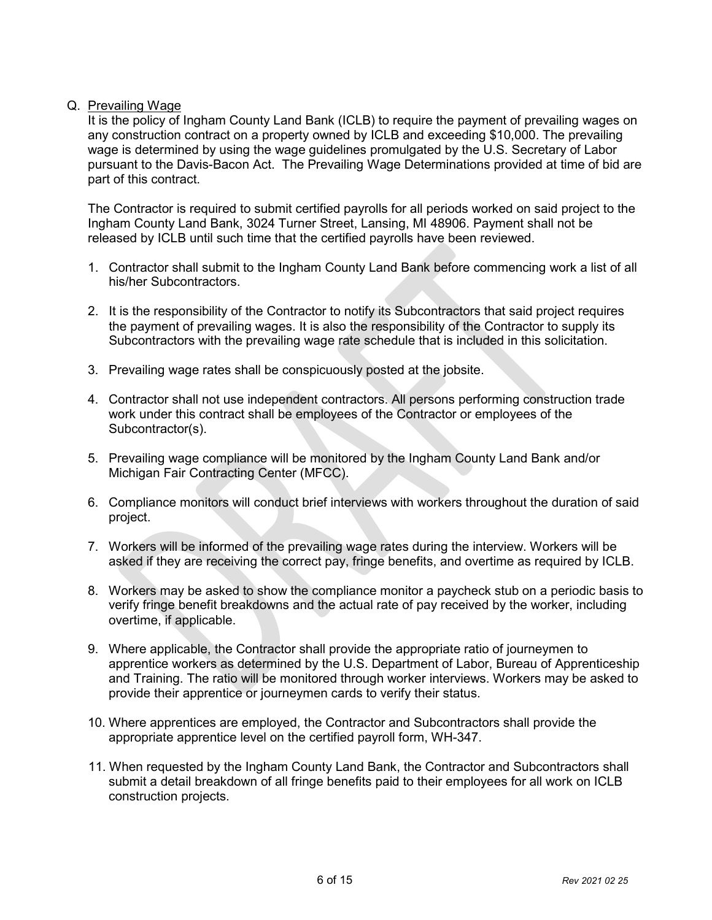Q. <u>Prevailing Wage</u>

It is the policy of Ingham County Land Bank (ICLB) to require the payment of prevailing wages on any construction contract on a property owned by ICLB and exceeding $10,000. The prevailing wage is determined by using the wage guidelines promulgated by the U.S. Secretary of Labor pursuant to the Davis-Bacon Act. The Prevailing Wage Determinations provided at time of bid are part of this contract.

The Contractor is required to submit certified payrolls for all periods worked on said project to the Ingham County Land Bank, 3024 Turner Street, Lansing, MI 48906. Payment shall not be released by ICLB until such time that the certified payrolls have been reviewed.

1. Contractor shall submit to the Ingham County Land Bank before commencing work a list of all his/her Subcontractors.

2. It is the responsibility of the Contractor to notify its Subcontractors that said project requires the payment of prevailing wages. It is also the responsibility of the Contractor to supply its Subcontractors with the prevailing wage rate schedule that is included in this solicitation.

3. Prevailing wage rates shall be conspicuously posted at the jobsite.

4. Contractor shall not use independent contractors. All persons performing construction trade work under this contract shall be employees of the Contractor or employees of the Subcontractor(s).

5. Prevailing wage compliance will be monitored by the Ingham County Land Bank and/or Michigan Fair Contracting Center (MFCC).

6. Compliance monitors will conduct brief interviews with workers throughout the duration of said project.

7. Workers will be informed of the prevailing wage rates during the interview. Workers will be asked if they are receiving the correct pay, fringe benefits, and overtime as required by ICLB.

8. Workers may be asked to show the compliance monitor a paycheck stub on a periodic basis to verify fringe benefit breakdowns and the actual rate of pay received by the worker, including overtime, if applicable.

9. Where applicable, the Contractor shall provide the appropriate ratio of journeymen to apprentice workers as determined by the U.S. Department of Labor, Bureau of Apprenticeship and Training. The ratio will be monitored through worker interviews. Workers may be asked to provide their apprentice or journeymen cards to verify their status.

10. Where apprentices are employed, the Contractor and Subcontractors shall provide the appropriate apprentice level on the certified payroll form, WH-347.

11. When requested by the Ingham County Land Bank, the Contractor and Subcontractors shall submit a detail breakdown of all fringe benefits paid to their employees for all work on ICLB construction projects.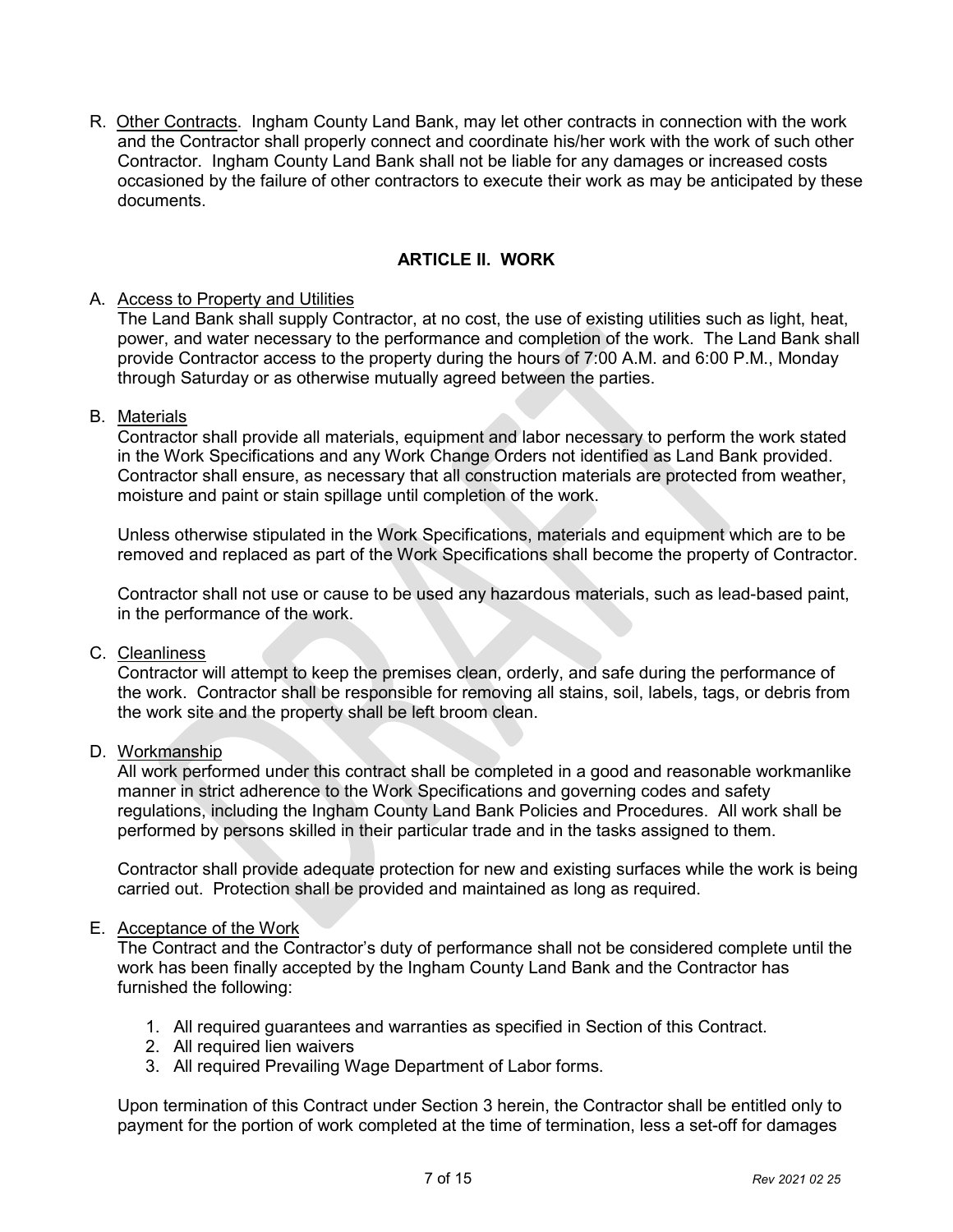R. <u>Other Contracts</u>. Ingham County Land Bank, may let other contracts in connection with the work and the Contractor shall properly connect and coordinate his/her work with the work of such other Contractor. Ingham County Land Bank shall not be liable for any damages or increased costs occasioned by the failure of other contractors to execute their work as may be anticipated by these documents.

## ARTICLE II. WORK

A. <u>Access to Property and Utilities</u>
The Land Bank shall supply Contractor, at no cost, the use of existing utilities such as light, heat, power, and water necessary to the performance and completion of the work. The Land Bank shall provide Contractor access to the property during the hours of 7:00 A.M. and 6:00 P.M., Monday through Saturday or as otherwise mutually agreed between the parties.

B. <u>Materials</u>
Contractor shall provide all materials, equipment and labor necessary to perform the work stated in the Work Specifications and any Work Change Orders not identified as Land Bank provided. Contractor shall ensure, as necessary that all construction materials are protected from weather, moisture and paint or stain spillage until completion of the work.

Unless otherwise stipulated in the Work Specifications, materials and equipment which are to be removed and replaced as part of the Work Specifications shall become the property of Contractor.

Contractor shall not use or cause to be used any hazardous materials, such as lead-based paint, in the performance of the work.

C. <u>Cleanliness</u>
Contractor will attempt to keep the premises clean, orderly, and safe during the performance of the work. Contractor shall be responsible for removing all stains, soil, labels, tags, or debris from the work site and the property shall be left broom clean.

D. <u>Workmanship</u>
All work performed under this contract shall be completed in a good and reasonable workmanlike manner in strict adherence to the Work Specifications and governing codes and safety regulations, including the Ingham County Land Bank Policies and Procedures. All work shall be performed by persons skilled in their particular trade and in the tasks assigned to them.

Contractor shall provide adequate protection for new and existing surfaces while the work is being carried out. Protection shall be provided and maintained as long as required.

E. <u>Acceptance of the Work</u>
The Contract and the Contractor's duty of performance shall not be considered complete until the work has been finally accepted by the Ingham County Land Bank and the Contractor has furnished the following:

1. All required guarantees and warranties as specified in Section of this Contract.
2. All required lien waivers
3. All required Prevailing Wage Department of Labor forms.

Upon termination of this Contract under Section 3 herein, the Contractor shall be entitled only to payment for the portion of work completed at the time of termination, less a set-off for damages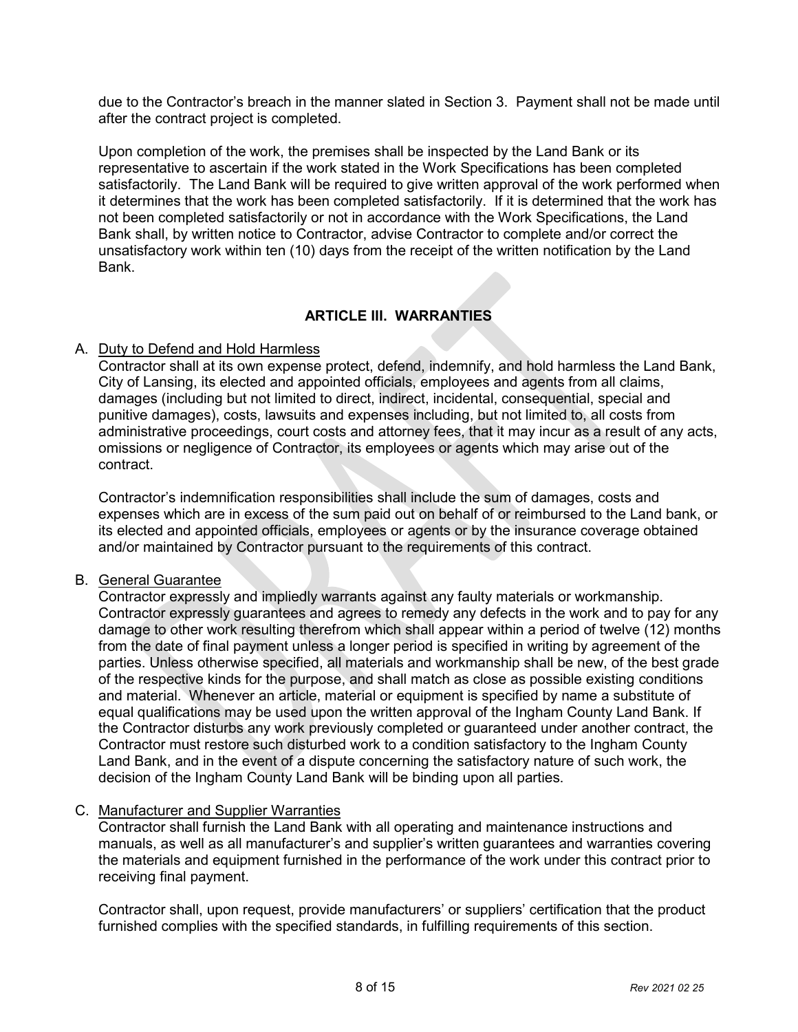due to the Contractor's breach in the manner slated in Section 3. Payment shall not be made until after the contract project is completed.

Upon completion of the work, the premises shall be inspected by the Land Bank or its representative to ascertain if the work stated in the Work Specifications has been completed satisfactorily. The Land Bank will be required to give written approval of the work performed when it determines that the work has been completed satisfactorily. If it is determined that the work has not been completed satisfactorily or not in accordance with the Work Specifications, the Land Bank shall, by written notice to Contractor, advise Contractor to complete and/or correct the unsatisfactory work within ten (10) days from the receipt of the written notification by the Land Bank.

## ARTICLE III. WARRANTIES

A. Duty to Defend and Hold Harmless

Contractor shall at its own expense protect, defend, indemnify, and hold harmless the Land Bank, City of Lansing, its elected and appointed officials, employees and agents from all claims, damages (including but not limited to direct, indirect, incidental, consequential, special and punitive damages), costs, lawsuits and expenses including, but not limited to, all costs from administrative proceedings, court costs and attorney fees, that it may incur as a result of any acts, omissions or negligence of Contractor, its employees or agents which may arise out of the contract.

Contractor's indemnification responsibilities shall include the sum of damages, costs and expenses which are in excess of the sum paid out on behalf of or reimbursed to the Land bank, or its elected and appointed officials, employees or agents or by the insurance coverage obtained and/or maintained by Contractor pursuant to the requirements of this contract.

B. General Guarantee

Contractor expressly and impliedly warrants against any faulty materials or workmanship. Contractor expressly guarantees and agrees to remedy any defects in the work and to pay for any damage to other work resulting therefrom which shall appear within a period of twelve (12) months from the date of final payment unless a longer period is specified in writing by agreement of the parties. Unless otherwise specified, all materials and workmanship shall be new, of the best grade of the respective kinds for the purpose, and shall match as close as possible existing conditions and material. Whenever an article, material or equipment is specified by name a substitute of equal qualifications may be used upon the written approval of the Ingham County Land Bank. If the Contractor disturbs any work previously completed or guaranteed under another contract, the Contractor must restore such disturbed work to a condition satisfactory to the Ingham County Land Bank, and in the event of a dispute concerning the satisfactory nature of such work, the decision of the Ingham County Land Bank will be binding upon all parties.

C. Manufacturer and Supplier Warranties

Contractor shall furnish the Land Bank with all operating and maintenance instructions and manuals, as well as all manufacturer's and supplier's written guarantees and warranties covering the materials and equipment furnished in the performance of the work under this contract prior to receiving final payment.

Contractor shall, upon request, provide manufacturers' or suppliers' certification that the product furnished complies with the specified standards, in fulfilling requirements of this section.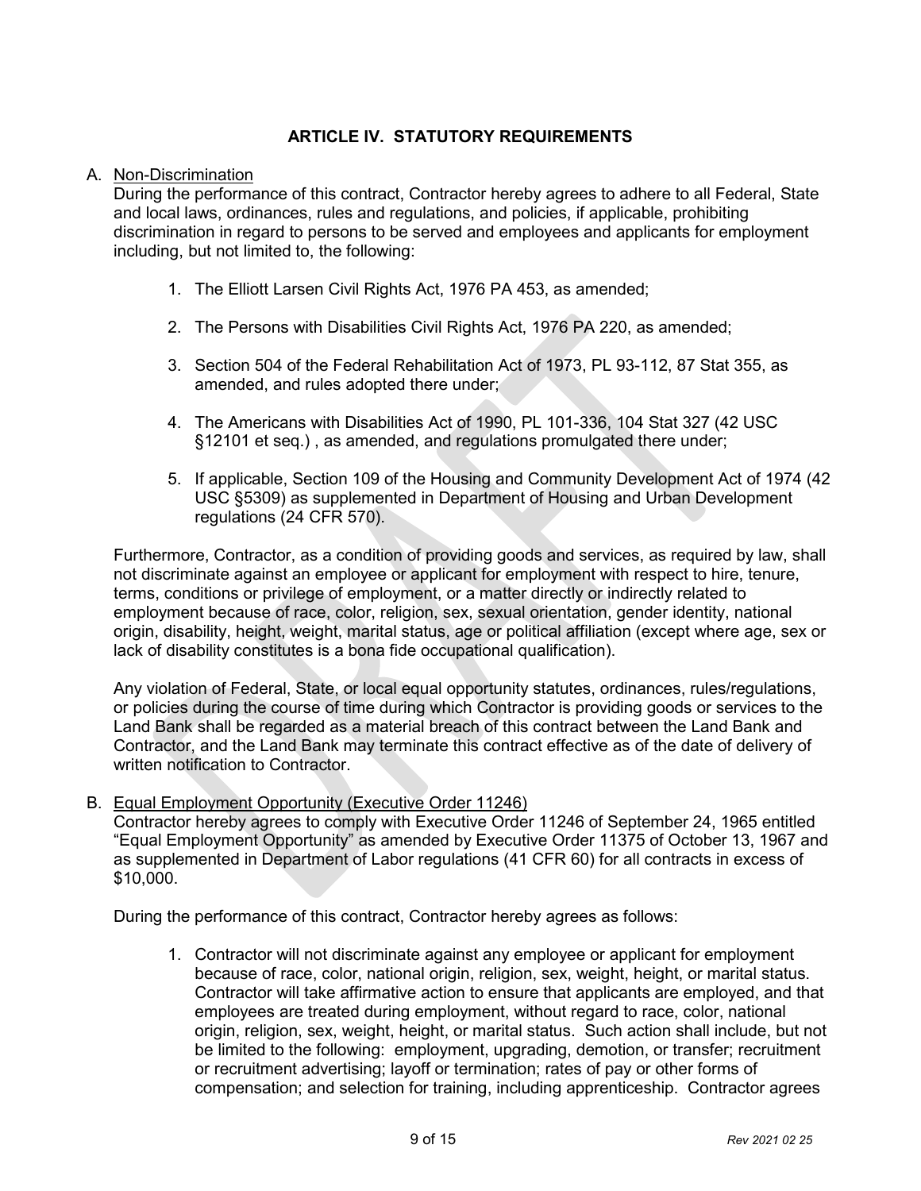## ARTICLE IV. STATUTORY REQUIREMENTS

A. Non-Discrimination

During the performance of this contract, Contractor hereby agrees to adhere to all Federal, State and local laws, ordinances, rules and regulations, and policies, if applicable, prohibiting discrimination in regard to persons to be served and employees and applicants for employment including, but not limited to, the following:

1. The Elliott Larsen Civil Rights Act, 1976 PA 453, as amended;
2. The Persons with Disabilities Civil Rights Act, 1976 PA 220, as amended;
3. Section 504 of the Federal Rehabilitation Act of 1973, PL 93-112, 87 Stat 355, as amended, and rules adopted there under;
4. The Americans with Disabilities Act of 1990, PL 101-336, 104 Stat 327 (42 USC §12101 et seq.) , as amended, and regulations promulgated there under;
5. If applicable, Section 109 of the Housing and Community Development Act of 1974 (42 USC §5309) as supplemented in Department of Housing and Urban Development regulations (24 CFR 570).

Furthermore, Contractor, as a condition of providing goods and services, as required by law, shall not discriminate against an employee or applicant for employment with respect to hire, tenure, terms, conditions or privilege of employment, or a matter directly or indirectly related to employment because of race, color, religion, sex, sexual orientation, gender identity, national origin, disability, height, weight, marital status, age or political affiliation (except where age, sex or lack of disability constitutes is a bona fide occupational qualification).

Any violation of Federal, State, or local equal opportunity statutes, ordinances, rules/regulations, or policies during the course of time during which Contractor is providing goods or services to the Land Bank shall be regarded as a material breach of this contract between the Land Bank and Contractor, and the Land Bank may terminate this contract effective as of the date of delivery of written notification to Contractor.

B. Equal Employment Opportunity (Executive Order 11246)

Contractor hereby agrees to comply with Executive Order 11246 of September 24, 1965 entitled "Equal Employment Opportunity" as amended by Executive Order 11375 of October 13, 1967 and as supplemented in Department of Labor regulations (41 CFR 60) for all contracts in excess of $10,000.

During the performance of this contract, Contractor hereby agrees as follows:

1. Contractor will not discriminate against any employee or applicant for employment because of race, color, national origin, religion, sex, weight, height, or marital status. Contractor will take affirmative action to ensure that applicants are employed, and that employees are treated during employment, without regard to race, color, national origin, religion, sex, weight, height, or marital status. Such action shall include, but not be limited to the following: employment, upgrading, demotion, or transfer; recruitment or recruitment advertising; layoff or termination; rates of pay or other forms of compensation; and selection for training, including apprenticeship. Contractor agrees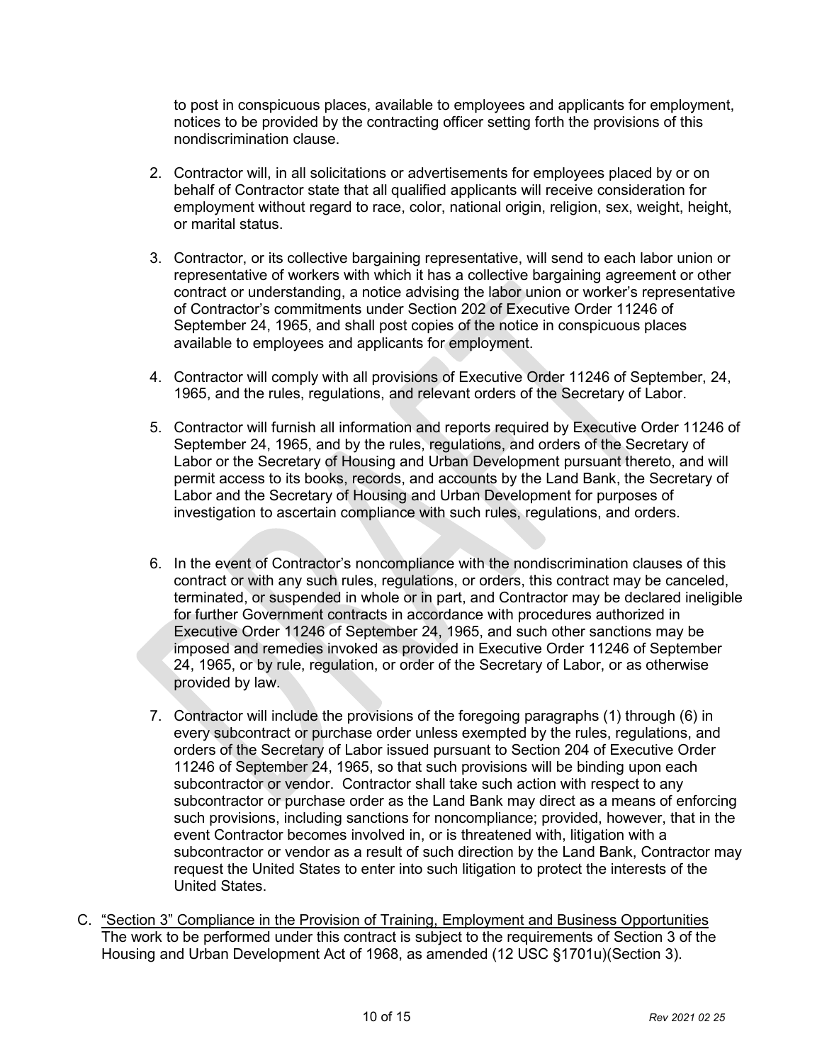to post in conspicuous places, available to employees and applicants for employment, notices to be provided by the contracting officer setting forth the provisions of this nondiscrimination clause.

2. Contractor will, in all solicitations or advertisements for employees placed by or on behalf of Contractor state that all qualified applicants will receive consideration for employment without regard to race, color, national origin, religion, sex, weight, height, or marital status.

3. Contractor, or its collective bargaining representative, will send to each labor union or representative of workers with which it has a collective bargaining agreement or other contract or understanding, a notice advising the labor union or worker's representative of Contractor's commitments under Section 202 of Executive Order 11246 of September 24, 1965, and shall post copies of the notice in conspicuous places available to employees and applicants for employment.

4. Contractor will comply with all provisions of Executive Order 11246 of September, 24, 1965, and the rules, regulations, and relevant orders of the Secretary of Labor.

5. Contractor will furnish all information and reports required by Executive Order 11246 of September 24, 1965, and by the rules, regulations, and orders of the Secretary of Labor or the Secretary of Housing and Urban Development pursuant thereto, and will permit access to its books, records, and accounts by the Land Bank, the Secretary of Labor and the Secretary of Housing and Urban Development for purposes of investigation to ascertain compliance with such rules, regulations, and orders.

6. In the event of Contractor's noncompliance with the nondiscrimination clauses of this contract or with any such rules, regulations, or orders, this contract may be canceled, terminated, or suspended in whole or in part, and Contractor may be declared ineligible for further Government contracts in accordance with procedures authorized in Executive Order 11246 of September 24, 1965, and such other sanctions may be imposed and remedies invoked as provided in Executive Order 11246 of September 24, 1965, or by rule, regulation, or order of the Secretary of Labor, or as otherwise provided by law.

7. Contractor will include the provisions of the foregoing paragraphs (1) through (6) in every subcontract or purchase order unless exempted by the rules, regulations, and orders of the Secretary of Labor issued pursuant to Section 204 of Executive Order 11246 of September 24, 1965, so that such provisions will be binding upon each subcontractor or vendor. Contractor shall take such action with respect to any subcontractor or purchase order as the Land Bank may direct as a means of enforcing such provisions, including sanctions for noncompliance; provided, however, that in the event Contractor becomes involved in, or is threatened with, litigation with a subcontractor or vendor as a result of such direction by the Land Bank, Contractor may request the United States to enter into such litigation to protect the interests of the United States.

C. "Section 3" Compliance in the Provision of Training, Employment and Business Opportunities
The work to be performed under this contract is subject to the requirements of Section 3 of the Housing and Urban Development Act of 1968, as amended (12 USC §1701u)(Section 3).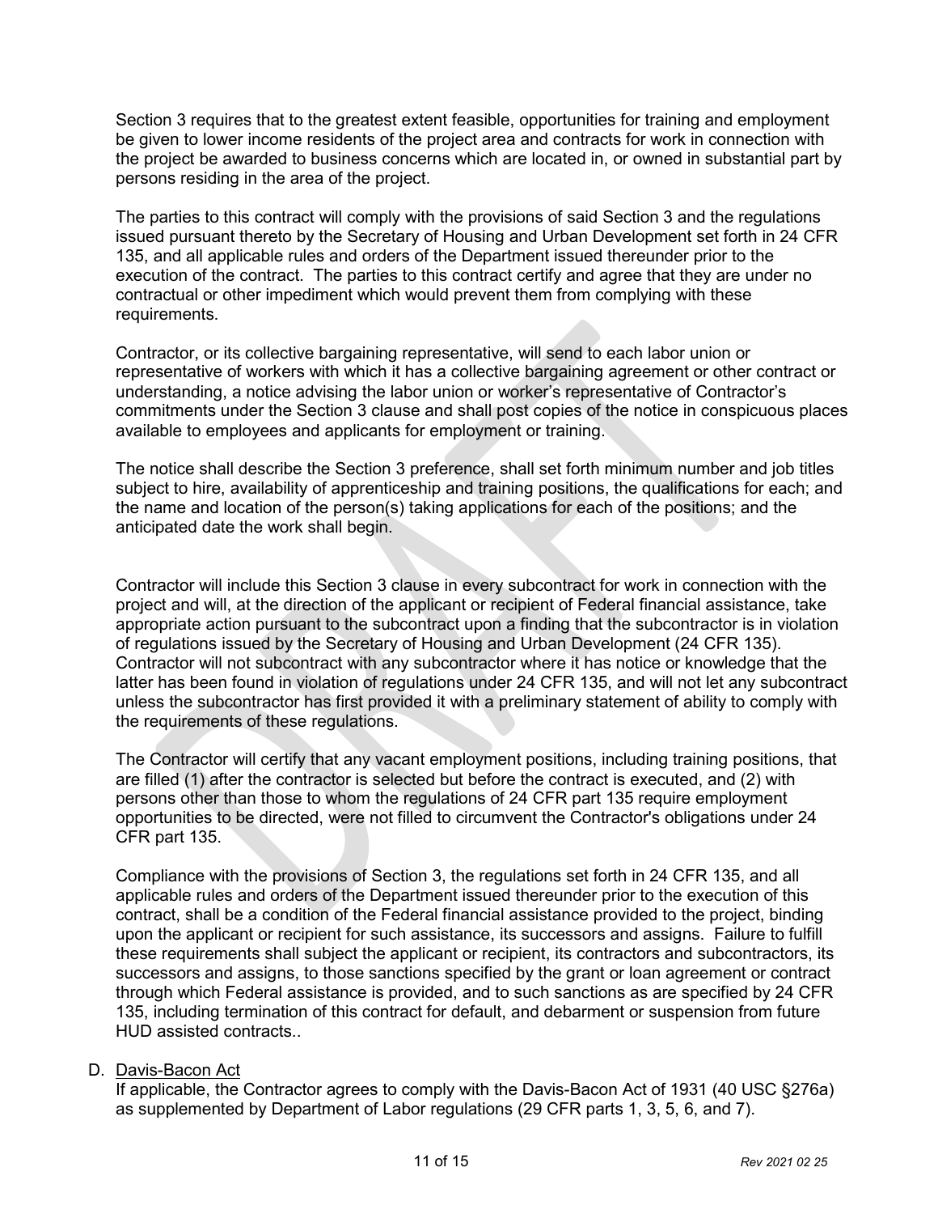Section 3 requires that to the greatest extent feasible, opportunities for training and employment be given to lower income residents of the project area and contracts for work in connection with the project be awarded to business concerns which are located in, or owned in substantial part by persons residing in the area of the project.

The parties to this contract will comply with the provisions of said Section 3 and the regulations issued pursuant thereto by the Secretary of Housing and Urban Development set forth in 24 CFR 135, and all applicable rules and orders of the Department issued thereunder prior to the execution of the contract. The parties to this contract certify and agree that they are under no contractual or other impediment which would prevent them from complying with these requirements.

Contractor, or its collective bargaining representative, will send to each labor union or representative of workers with which it has a collective bargaining agreement or other contract or understanding, a notice advising the labor union or worker's representative of Contractor's commitments under the Section 3 clause and shall post copies of the notice in conspicuous places available to employees and applicants for employment or training.

The notice shall describe the Section 3 preference, shall set forth minimum number and job titles subject to hire, availability of apprenticeship and training positions, the qualifications for each; and the name and location of the person(s) taking applications for each of the positions; and the anticipated date the work shall begin.

Contractor will include this Section 3 clause in every subcontract for work in connection with the project and will, at the direction of the applicant or recipient of Federal financial assistance, take appropriate action pursuant to the subcontract upon a finding that the subcontractor is in violation of regulations issued by the Secretary of Housing and Urban Development (24 CFR 135). Contractor will not subcontract with any subcontractor where it has notice or knowledge that the latter has been found in violation of regulations under 24 CFR 135, and will not let any subcontract unless the subcontractor has first provided it with a preliminary statement of ability to comply with the requirements of these regulations.

The Contractor will certify that any vacant employment positions, including training positions, that are filled (1) after the contractor is selected but before the contract is executed, and (2) with persons other than those to whom the regulations of 24 CFR part 135 require employment opportunities to be directed, were not filled to circumvent the Contractor's obligations under 24 CFR part 135.

Compliance with the provisions of Section 3, the regulations set forth in 24 CFR 135, and all applicable rules and orders of the Department issued thereunder prior to the execution of this contract, shall be a condition of the Federal financial assistance provided to the project, binding upon the applicant or recipient for such assistance, its successors and assigns. Failure to fulfill these requirements shall subject the applicant or recipient, its contractors and subcontractors, its successors and assigns, to those sanctions specified by the grant or loan agreement or contract through which Federal assistance is provided, and to such sanctions as are specified by 24 CFR 135, including termination of this contract for default, and debarment or suspension from future HUD assisted contracts..

D. Davis-Bacon Act

If applicable, the Contractor agrees to comply with the Davis-Bacon Act of 1931 (40 USC §276a) as supplemented by Department of Labor regulations (29 CFR parts 1, 3, 5, 6, and 7).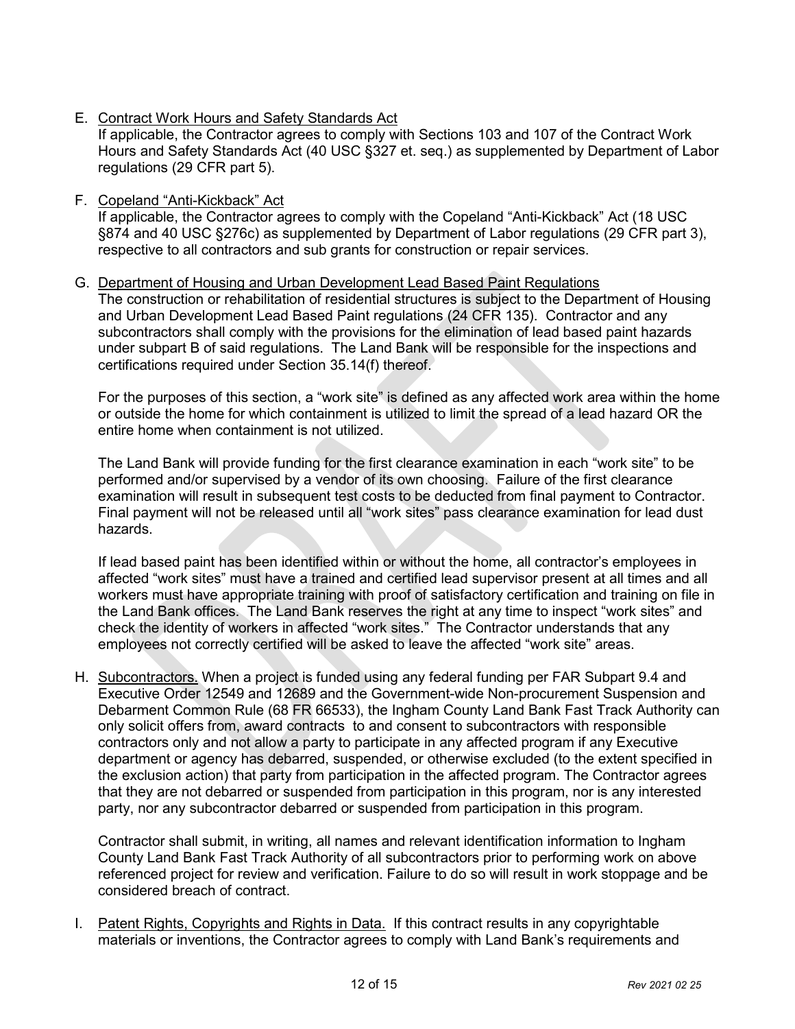E. <u>Contract Work Hours and Safety Standards Act</u>
   If applicable, the Contractor agrees to comply with Sections 103 and 107 of the Contract Work Hours and Safety Standards Act (40 USC §327 et. seq.) as supplemented by Department of Labor regulations (29 CFR part 5).

F. <u>Copeland "Anti-Kickback" Act</u>
   If applicable, the Contractor agrees to comply with the Copeland "Anti-Kickback" Act (18 USC §874 and 40 USC §276c) as supplemented by Department of Labor regulations (29 CFR part 3), respective to all contractors and sub grants for construction or repair services.

G. <u>Department of Housing and Urban Development Lead Based Paint Regulations</u>
   The construction or rehabilitation of residential structures is subject to the Department of Housing and Urban Development Lead Based Paint regulations (24 CFR 135). Contractor and any subcontractors shall comply with the provisions for the elimination of lead based paint hazards under subpart B of said regulations. The Land Bank will be responsible for the inspections and certifications required under Section 35.14(f) thereof.

   For the purposes of this section, a "work site" is defined as any affected work area within the home or outside the home for which containment is utilized to limit the spread of a lead hazard OR the entire home when containment is not utilized.

   The Land Bank will provide funding for the first clearance examination in each "work site" to be performed and/or supervised by a vendor of its own choosing. Failure of the first clearance examination will result in subsequent test costs to be deducted from final payment to Contractor. Final payment will not be released until all "work sites" pass clearance examination for lead dust hazards.

   If lead based paint has been identified within or without the home, all contractor's employees in affected "work sites" must have a trained and certified lead supervisor present at all times and all workers must have appropriate training with proof of satisfactory certification and training on file in the Land Bank offices. The Land Bank reserves the right at any time to inspect "work sites" and check the identity of workers in affected "work sites." The Contractor understands that any employees not correctly certified will be asked to leave the affected "work site" areas.

H. <u>Subcontractors.</u> When a project is funded using any federal funding per FAR Subpart 9.4 and Executive Order 12549 and 12689 and the Government-wide Non-procurement Suspension and Debarment Common Rule (68 FR 66533), the Ingham County Land Bank Fast Track Authority can only solicit offers from, award contracts to and consent to subcontractors with responsible contractors only and not allow a party to participate in any affected program if any Executive department or agency has debarred, suspended, or otherwise excluded (to the extent specified in the exclusion action) that party from participation in the affected program. The Contractor agrees that they are not debarred or suspended from participation in this program, nor is any interested party, nor any subcontractor debarred or suspended from participation in this program.

   Contractor shall submit, in writing, all names and relevant identification information to Ingham County Land Bank Fast Track Authority of all subcontractors prior to performing work on above referenced project for review and verification. Failure to do so will result in work stoppage and be considered breach of contract.

I. <u>Patent Rights, Copyrights and Rights in Data.</u> If this contract results in any copyrightable materials or inventions, the Contractor agrees to comply with Land Bank's requirements and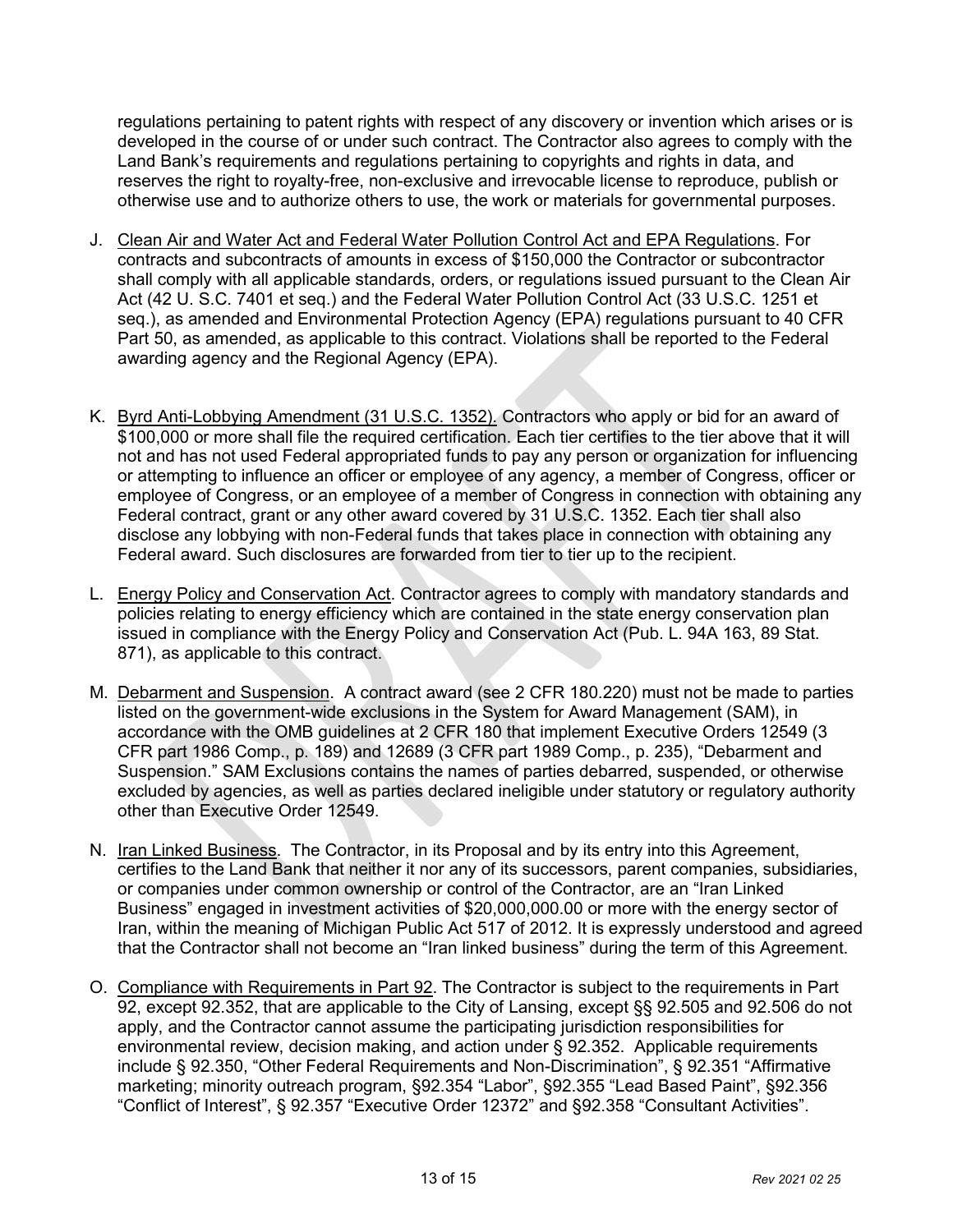regulations pertaining to patent rights with respect of any discovery or invention which arises or is developed in the course of or under such contract. The Contractor also agrees to comply with the Land Bank's requirements and regulations pertaining to copyrights and rights in data, and reserves the right to royalty-free, non-exclusive and irrevocable license to reproduce, publish or otherwise use and to authorize others to use, the work or materials for governmental purposes.

J. <u>Clean Air and Water Act and Federal Water Pollution Control Act and EPA Regulations</u>. For contracts and subcontracts of amounts in excess of $150,000 the Contractor or subcontractor shall comply with all applicable standards, orders, or regulations issued pursuant to the Clean Air Act (42 U. S.C. 7401 et seq.) and the Federal Water Pollution Control Act (33 U.S.C. 1251 et seq.), as amended and Environmental Protection Agency (EPA) regulations pursuant to 40 CFR Part 50, as amended, as applicable to this contract. Violations shall be reported to the Federal awarding agency and the Regional Agency (EPA).

K. <u>Byrd Anti-Lobbying Amendment (31 U.S.C. 1352).</u> Contractors who apply or bid for an award of $100,000 or more shall file the required certification. Each tier certifies to the tier above that it will not and has not used Federal appropriated funds to pay any person or organization for influencing or attempting to influence an officer or employee of any agency, a member of Congress, officer or employee of Congress, or an employee of a member of Congress in connection with obtaining any Federal contract, grant or any other award covered by 31 U.S.C. 1352. Each tier shall also disclose any lobbying with non-Federal funds that takes place in connection with obtaining any Federal award. Such disclosures are forwarded from tier to tier up to the recipient.

L. <u>Energy Policy and Conservation Act</u>. Contractor agrees to comply with mandatory standards and policies relating to energy efficiency which are contained in the state energy conservation plan issued in compliance with the Energy Policy and Conservation Act (Pub. L. 94A 163, 89 Stat. 871), as applicable to this contract.

M. <u>Debarment and Suspension</u>. A contract award (see 2 CFR 180.220) must not be made to parties listed on the government-wide exclusions in the System for Award Management (SAM), in accordance with the OMB guidelines at 2 CFR 180 that implement Executive Orders 12549 (3 CFR part 1986 Comp., p. 189) and 12689 (3 CFR part 1989 Comp., p. 235), "Debarment and Suspension." SAM Exclusions contains the names of parties debarred, suspended, or otherwise excluded by agencies, as well as parties declared ineligible under statutory or regulatory authority other than Executive Order 12549.

N. <u>Iran Linked Business</u>. The Contractor, in its Proposal and by its entry into this Agreement, certifies to the Land Bank that neither it nor any of its successors, parent companies, subsidiaries, or companies under common ownership or control of the Contractor, are an "Iran Linked Business" engaged in investment activities of $20,000,000.00 or more with the energy sector of Iran, within the meaning of Michigan Public Act 517 of 2012. It is expressly understood and agreed that the Contractor shall not become an "Iran linked business" during the term of this Agreement.

O. <u>Compliance with Requirements in Part 92</u>. The Contractor is subject to the requirements in Part 92, except 92.352, that are applicable to the City of Lansing, except §§ 92.505 and 92.506 do not apply, and the Contractor cannot assume the participating jurisdiction responsibilities for environmental review, decision making, and action under § 92.352. Applicable requirements include § 92.350, "Other Federal Requirements and Non-Discrimination", § 92.351 "Affirmative marketing; minority outreach program, §92.354 "Labor", §92.355 "Lead Based Paint", §92.356 "Conflict of Interest", § 92.357 "Executive Order 12372" and §92.358 "Consultant Activities".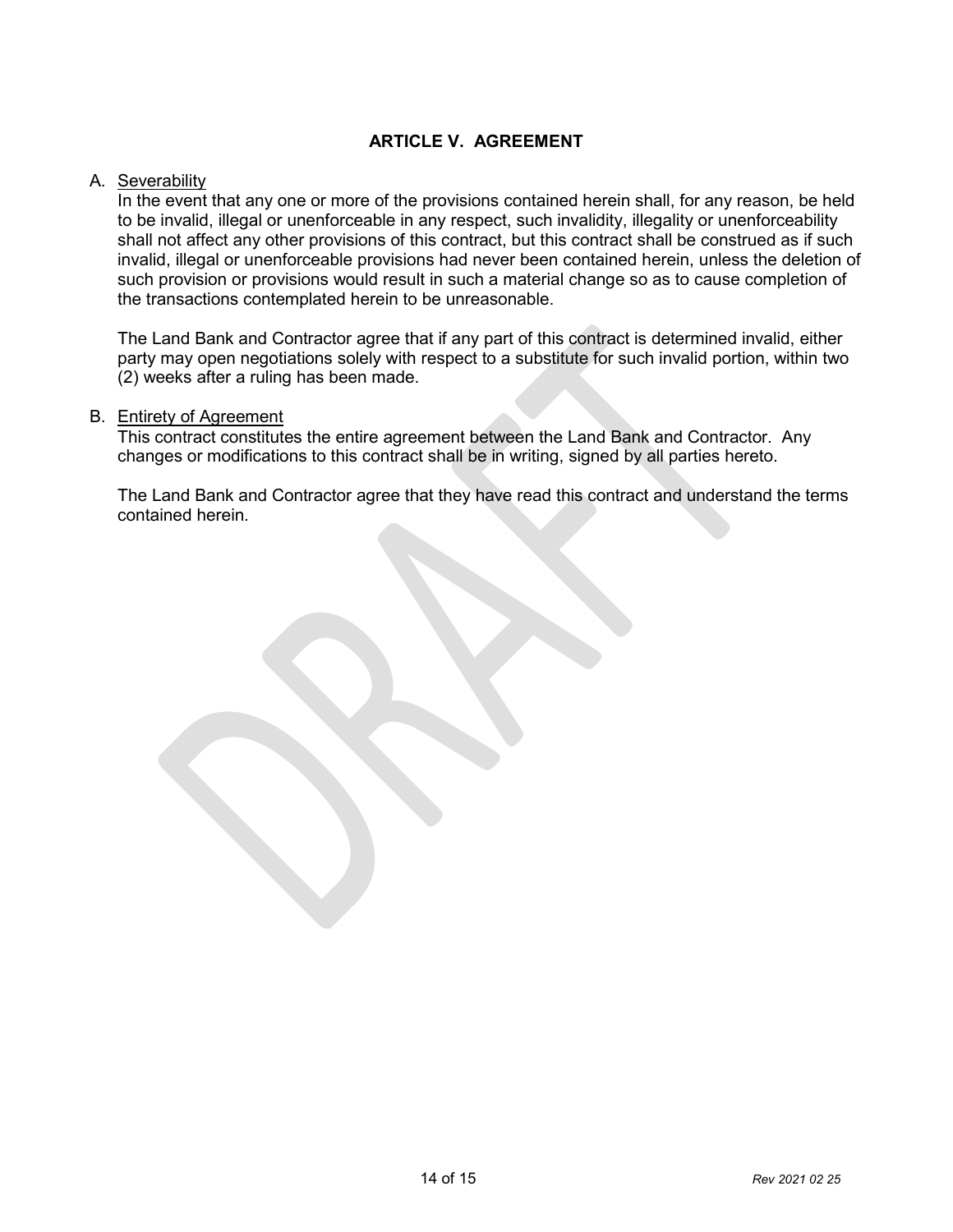## ARTICLE V. AGREEMENT

A. Severability

In the event that any one or more of the provisions contained herein shall, for any reason, be held to be invalid, illegal or unenforceable in any respect, such invalidity, illegality or unenforceability shall not affect any other provisions of this contract, but this contract shall be construed as if such invalid, illegal or unenforceable provisions had never been contained herein, unless the deletion of such provision or provisions would result in such a material change so as to cause completion of the transactions contemplated herein to be unreasonable.

The Land Bank and Contractor agree that if any part of this contract is determined invalid, either party may open negotiations solely with respect to a substitute for such invalid portion, within two (2) weeks after a ruling has been made.

B. Entirety of Agreement

This contract constitutes the entire agreement between the Land Bank and Contractor. Any changes or modifications to this contract shall be in writing, signed by all parties hereto.

The Land Bank and Contractor agree that they have read this contract and understand the terms contained herein.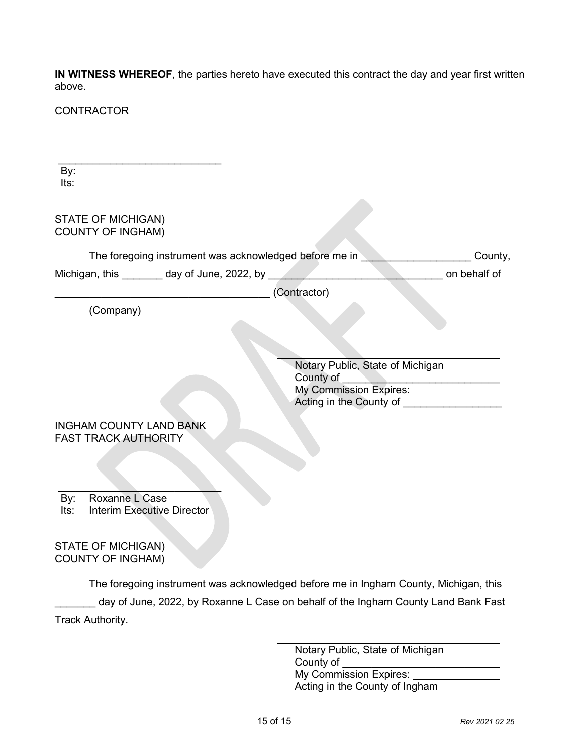**IN WITNESS WHEREOF**, the parties hereto have executed this contract the day and year first written above.

CONTRACTOR

\_\_\_\_\_\_\_\_\_\_\_\_\_\_\_\_\_\_\_\_\_\_\_\_\_\_\_\_
By:
Its:

STATE OF MICHIGAN)
COUNTY OF INGHAM)

The foregoing instrument was acknowledged before me in \_\_\_\_\_\_\_\_\_\_\_\_\_\_\_\_\_\_\_ County, Michigan, this \_\_\_\_\_\_\_ day of June, 2022, by \_\_\_\_\_\_\_\_\_\_\_\_\_\_\_\_\_\_\_\_\_\_\_\_\_\_\_\_\_\_ on behalf of \_\_\_\_\_\_\_\_\_\_\_\_\_\_\_\_\_\_\_\_\_\_\_\_\_\_\_\_\_\_\_\_\_\_\_\_\_ (Contractor)

(Company)

\_\_\_\_\_\_\_\_\_\_\_\_\_\_\_\_\_\_\_\_\_\_\_\_\_\_\_\_\_\_\_\_\_\_\_\_\_\_
Notary Public, State of Michigan
County of \_\_\_\_\_\_\_\_\_\_\_\_\_\_\_\_\_\_\_\_\_\_\_\_\_\_\_\_
My Commission Expires: \_\_\_\_\_\_\_\_\_\_\_\_\_\_\_
Acting in the County of \_\_\_\_\_\_\_\_\_\_\_\_\_\_\_\_\_

INGHAM COUNTY LAND BANK
FAST TRACK AUTHORITY

\_\_\_\_\_\_\_\_\_\_\_\_\_\_\_\_\_\_\_\_\_\_\_\_\_\_\_\_
By: Roxanne L Case
Its: Interim Executive Director

STATE OF MICHIGAN)
COUNTY OF INGHAM)

The foregoing instrument was acknowledged before me in Ingham County, Michigan, this \_\_\_\_\_\_\_ day of June, 2022, by Roxanne L Case on behalf of the Ingham County Land Bank Fast Track Authority.

\_\_\_\_\_\_\_\_\_\_\_\_\_\_\_\_\_\_\_\_\_\_\_\_\_\_\_\_\_\_\_\_\_\_\_\_\_\_
Notary Public, State of Michigan
County of \_\_\_\_\_\_\_\_\_\_\_\_\_\_\_\_\_\_\_\_\_\_\_\_\_\_\_\_
My Commission Expires: \_\_\_\_\_\_\_\_\_\_\_\_\_\_\_
Acting in the County of Ingham

*Rev 2021 02 25*